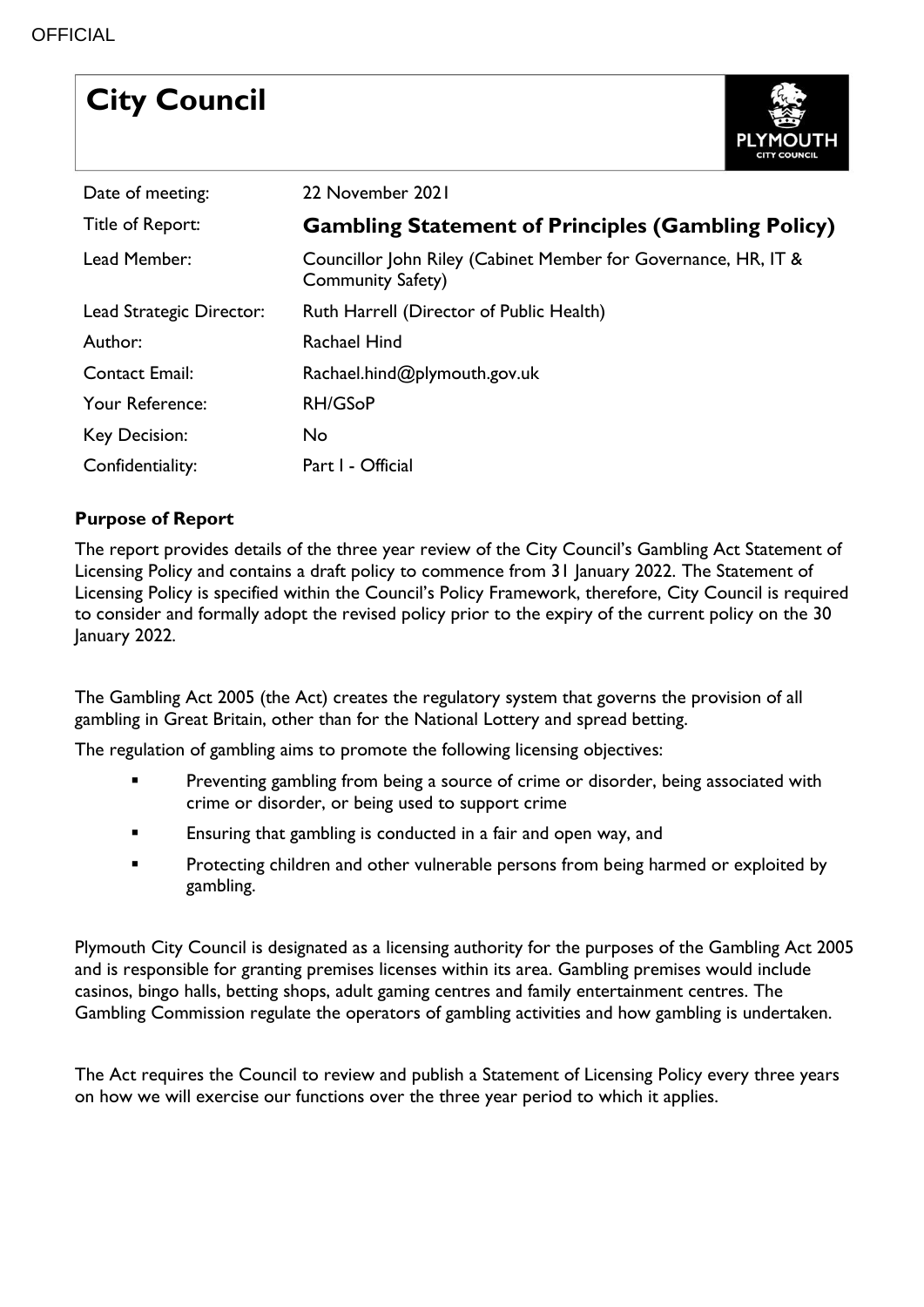OFFICIAL

# City Council

| | |
|---|---|
| Date of meeting: | 22 November 2021 |
| Title of Report: | **Gambling Statement of Principles (Gambling Policy)** |
| Lead Member: | Councillor John Riley (Cabinet Member for Governance, HR, IT & Community Safety) |
| Lead Strategic Director: | Ruth Harrell (Director of Public Health) |
| Author: | Rachael Hind |
| Contact Email: | Rachael.hind@plymouth.gov.uk |
| Your Reference: | RH/GSoP |
| Key Decision: | No |
| Confidentiality: | Part I - Official |

**Purpose of Report**

The report provides details of the three year review of the City Council's Gambling Act Statement of Licensing Policy and contains a draft policy to commence from 31 January 2022. The Statement of Licensing Policy is specified within the Council's Policy Framework, therefore, City Council is required to consider and formally adopt the revised policy prior to the expiry of the current policy on the 30 January 2022.

The Gambling Act 2005 (the Act) creates the regulatory system that governs the provision of all gambling in Great Britain, other than for the National Lottery and spread betting.

The regulation of gambling aims to promote the following licensing objectives:

- Preventing gambling from being a source of crime or disorder, being associated with crime or disorder, or being used to support crime
- Ensuring that gambling is conducted in a fair and open way, and
- Protecting children and other vulnerable persons from being harmed or exploited by gambling.

Plymouth City Council is designated as a licensing authority for the purposes of the Gambling Act 2005 and is responsible for granting premises licenses within its area. Gambling premises would include casinos, bingo halls, betting shops, adult gaming centres and family entertainment centres. The Gambling Commission regulate the operators of gambling activities and how gambling is undertaken.

The Act requires the Council to review and publish a Statement of Licensing Policy every three years on how we will exercise our functions over the three year period to which it applies.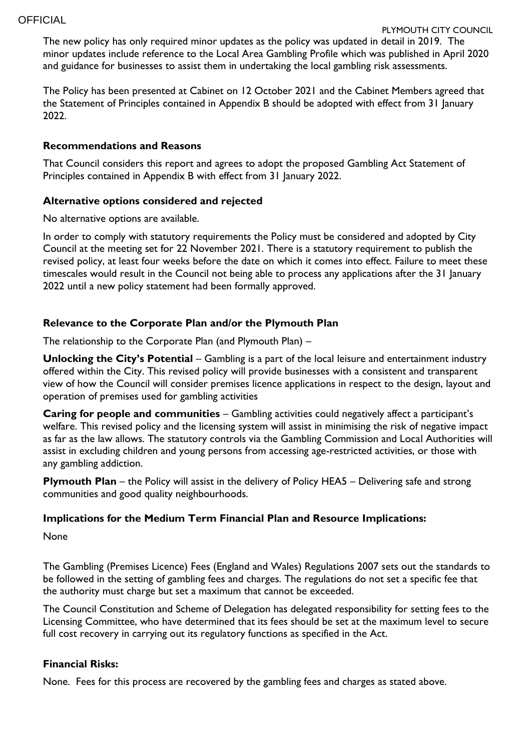The new policy has only required minor updates as the policy was updated in detail in 2019. The minor updates include reference to the Local Area Gambling Profile which was published in April 2020 and guidance for businesses to assist them in undertaking the local gambling risk assessments.

The Policy has been presented at Cabinet on 12 October 2021 and the Cabinet Members agreed that the Statement of Principles contained in Appendix B should be adopted with effect from 31 January 2022.

**Recommendations and Reasons**

That Council considers this report and agrees to adopt the proposed Gambling Act Statement of Principles contained in Appendix B with effect from 31 January 2022.

**Alternative options considered and rejected**

No alternative options are available.

In order to comply with statutory requirements the Policy must be considered and adopted by City Council at the meeting set for 22 November 2021. There is a statutory requirement to publish the revised policy, at least four weeks before the date on which it comes into effect. Failure to meet these timescales would result in the Council not being able to process any applications after the 31 January 2022 until a new policy statement had been formally approved.

**Relevance to the Corporate Plan and/or the Plymouth Plan**

The relationship to the Corporate Plan (and Plymouth Plan) –

**Unlocking the City's Potential** – Gambling is a part of the local leisure and entertainment industry offered within the City. This revised policy will provide businesses with a consistent and transparent view of how the Council will consider premises licence applications in respect to the design, layout and operation of premises used for gambling activities

**Caring for people and communities** – Gambling activities could negatively affect a participant's welfare. This revised policy and the licensing system will assist in minimising the risk of negative impact as far as the law allows. The statutory controls via the Gambling Commission and Local Authorities will assist in excluding children and young persons from accessing age-restricted activities, or those with any gambling addiction.

**Plymouth Plan** – the Policy will assist in the delivery of Policy HEA5 – Delivering safe and strong communities and good quality neighbourhoods.

**Implications for the Medium Term Financial Plan and Resource Implications:**

None

The Gambling (Premises Licence) Fees (England and Wales) Regulations 2007 sets out the standards to be followed in the setting of gambling fees and charges. The regulations do not set a specific fee that the authority must charge but set a maximum that cannot be exceeded.

The Council Constitution and Scheme of Delegation has delegated responsibility for setting fees to the Licensing Committee, who have determined that its fees should be set at the maximum level to secure full cost recovery in carrying out its regulatory functions as specified in the Act.

**Financial Risks:**

None. Fees for this process are recovered by the gambling fees and charges as stated above.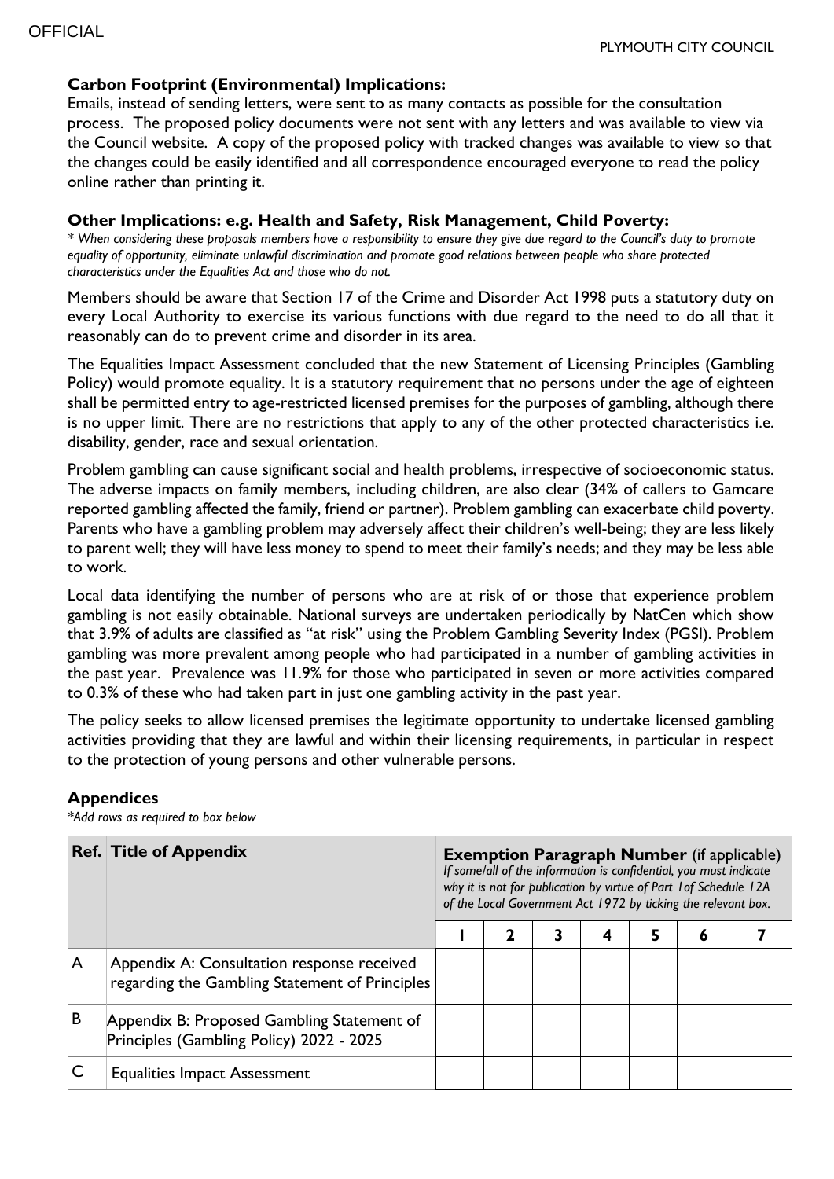### Carbon Footprint (Environmental) Implications:

Emails, instead of sending letters, were sent to as many contacts as possible for the consultation process. The proposed policy documents were not sent with any letters and was available to view via the Council website. A copy of the proposed policy with tracked changes was available to view so that the changes could be easily identified and all correspondence encouraged everyone to read the policy online rather than printing it.

### Other Implications: e.g. Health and Safety, Risk Management, Child Poverty:

*\* When considering these proposals members have a responsibility to ensure they give due regard to the Council's duty to promote equality of opportunity, eliminate unlawful discrimination and promote good relations between people who share protected characteristics under the Equalities Act and those who do not.*

Members should be aware that Section 17 of the Crime and Disorder Act 1998 puts a statutory duty on every Local Authority to exercise its various functions with due regard to the need to do all that it reasonably can do to prevent crime and disorder in its area.

The Equalities Impact Assessment concluded that the new Statement of Licensing Principles (Gambling Policy) would promote equality. It is a statutory requirement that no persons under the age of eighteen shall be permitted entry to age-restricted licensed premises for the purposes of gambling, although there is no upper limit. There are no restrictions that apply to any of the other protected characteristics i.e. disability, gender, race and sexual orientation.

Problem gambling can cause significant social and health problems, irrespective of socioeconomic status. The adverse impacts on family members, including children, are also clear (34% of callers to Gamcare reported gambling affected the family, friend or partner). Problem gambling can exacerbate child poverty. Parents who have a gambling problem may adversely affect their children's well-being; they are less likely to parent well; they will have less money to spend to meet their family's needs; and they may be less able to work.

Local data identifying the number of persons who are at risk of or those that experience problem gambling is not easily obtainable. National surveys are undertaken periodically by NatCen which show that 3.9% of adults are classified as "at risk" using the Problem Gambling Severity Index (PGSI). Problem gambling was more prevalent among people who had participated in a number of gambling activities in the past year. Prevalence was 11.9% for those who participated in seven or more activities compared to 0.3% of these who had taken part in just one gambling activity in the past year.

The policy seeks to allow licensed premises the legitimate opportunity to undertake licensed gambling activities providing that they are lawful and within their licensing requirements, in particular in respect to the protection of young persons and other vulnerable persons.

### Appendices

*\*Add rows as required to box below*

| Ref. | Title of Appendix | **Exemption Paragraph Number** (if applicable) *If some/all of the information is confidential, you must indicate why it is not for publication by virtue of Part 1of Schedule 12A of the Local Government Act 1972 by ticking the relevant box.* | | | | | | |
|---|---|---|---|---|---|---|---|---|
| | | 1 | 2 | 3 | 4 | 5 | 6 | 7 |
| A | Appendix A: Consultation response received regarding the Gambling Statement of Principles | | | | | | | |
| B | Appendix B: Proposed Gambling Statement of Principles (Gambling Policy) 2022 - 2025 | | | | | | | |
| C | Equalities Impact Assessment | | | | | | | |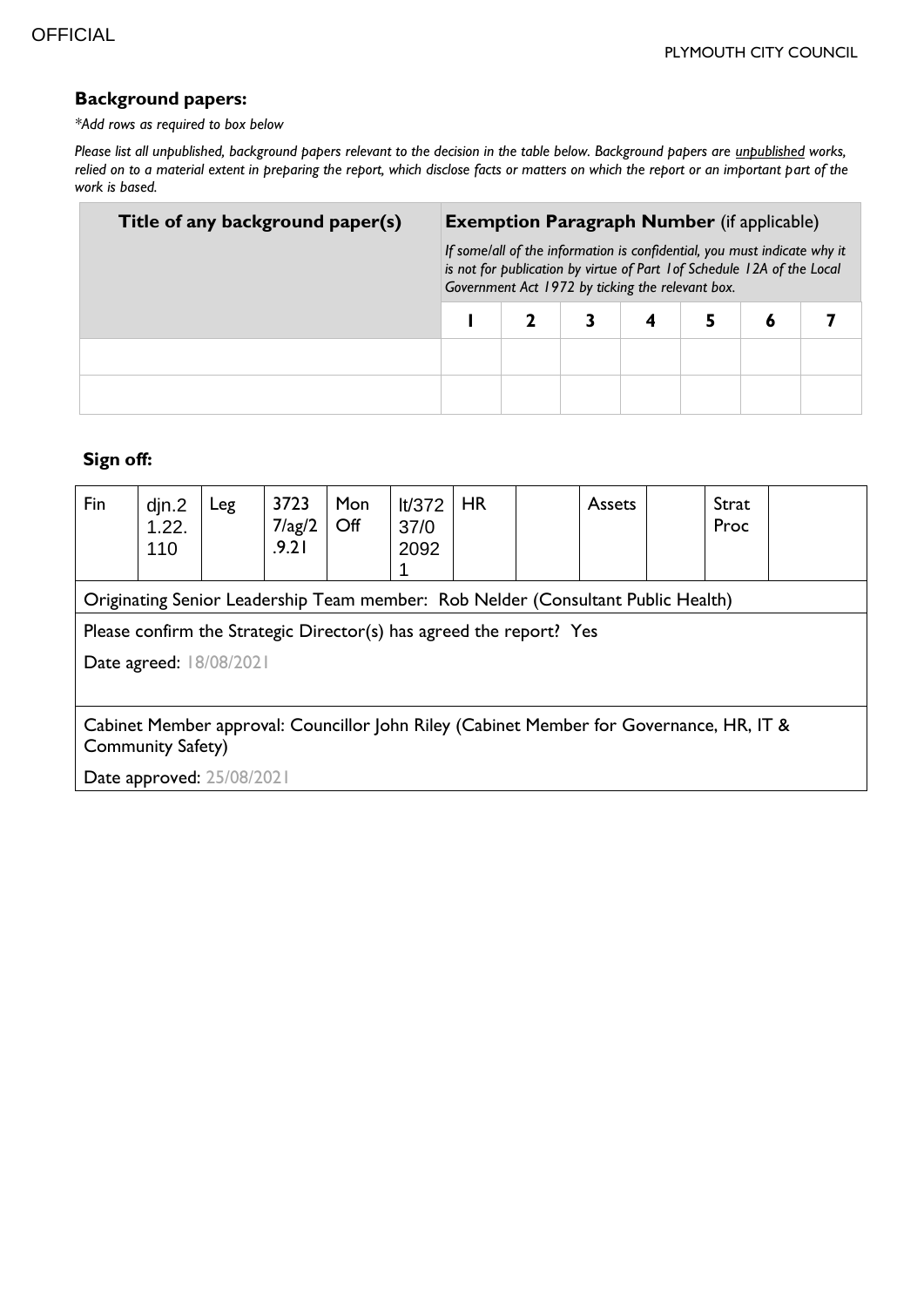## Background papers:

*\*Add rows as required to box below*

*Please list all unpublished, background papers relevant to the decision in the table below. Background papers are unpublished works, relied on to a material extent in preparing the report, which disclose facts or matters on which the report or an important part of the work is based.*

| Title of any background paper(s) | **Exemption Paragraph Number** (if applicable)<br>*If some/all of the information is confidential, you must indicate why it is not for publication by virtue of Part 1of Schedule 12A of the Local Government Act 1972 by ticking the relevant box.* | | | | | | |
|---|---|---|---|---|---|---|---|
| | 1 | 2 | 3 | 4 | 5 | 6 | 7 |
| | | | | | | | |
| | | | | | | | |

## Sign off:

| Fin | djn.21.22.110 | Leg | 37237/ag/2.9.21 | Mon Off | lt/37237/020921 | HR | | Assets | | Strat Proc | |
|---|---|---|---|---|---|---|---|---|---|---|---|
| Originating Senior Leadership Team member: Rob Nelder (Consultant Public Health) | | | | | | | | | | | |
| Please confirm the Strategic Director(s) has agreed the report? Yes<br>Date agreed: 18/08/2021 | | | | | | | | | | | |
| Cabinet Member approval: Councillor John Riley (Cabinet Member for Governance, HR, IT & Community Safety)<br>Date approved: 25/08/2021 | | | | | | | | | | | |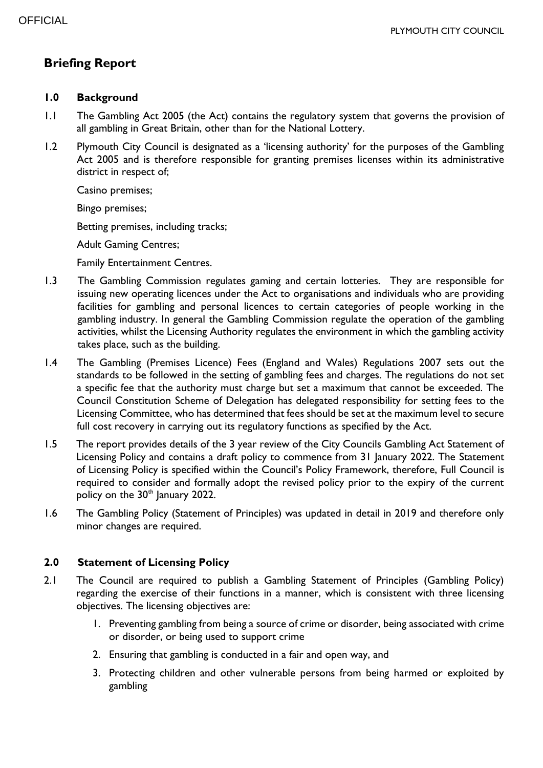# Briefing Report

## 1.0 Background

1.1 The Gambling Act 2005 (the Act) contains the regulatory system that governs the provision of all gambling in Great Britain, other than for the National Lottery.

1.2 Plymouth City Council is designated as a 'licensing authority' for the purposes of the Gambling Act 2005 and is therefore responsible for granting premises licenses within its administrative district in respect of;

Casino premises;

Bingo premises;

Betting premises, including tracks;

Adult Gaming Centres;

Family Entertainment Centres.

1.3 The Gambling Commission regulates gaming and certain lotteries. They are responsible for issuing new operating licences under the Act to organisations and individuals who are providing facilities for gambling and personal licences to certain categories of people working in the gambling industry. In general the Gambling Commission regulate the operation of the gambling activities, whilst the Licensing Authority regulates the environment in which the gambling activity takes place, such as the building.

1.4 The Gambling (Premises Licence) Fees (England and Wales) Regulations 2007 sets out the standards to be followed in the setting of gambling fees and charges. The regulations do not set a specific fee that the authority must charge but set a maximum that cannot be exceeded. The Council Constitution Scheme of Delegation has delegated responsibility for setting fees to the Licensing Committee, who has determined that fees should be set at the maximum level to secure full cost recovery in carrying out its regulatory functions as specified by the Act.

1.5 The report provides details of the 3 year review of the City Councils Gambling Act Statement of Licensing Policy and contains a draft policy to commence from 31 January 2022. The Statement of Licensing Policy is specified within the Council's Policy Framework, therefore, Full Council is required to consider and formally adopt the revised policy prior to the expiry of the current policy on the 30th January 2022.

1.6 The Gambling Policy (Statement of Principles) was updated in detail in 2019 and therefore only minor changes are required.

## 2.0 Statement of Licensing Policy

2.1 The Council are required to publish a Gambling Statement of Principles (Gambling Policy) regarding the exercise of their functions in a manner, which is consistent with three licensing objectives. The licensing objectives are:

1. Preventing gambling from being a source of crime or disorder, being associated with crime or disorder, or being used to support crime
2. Ensuring that gambling is conducted in a fair and open way, and
3. Protecting children and other vulnerable persons from being harmed or exploited by gambling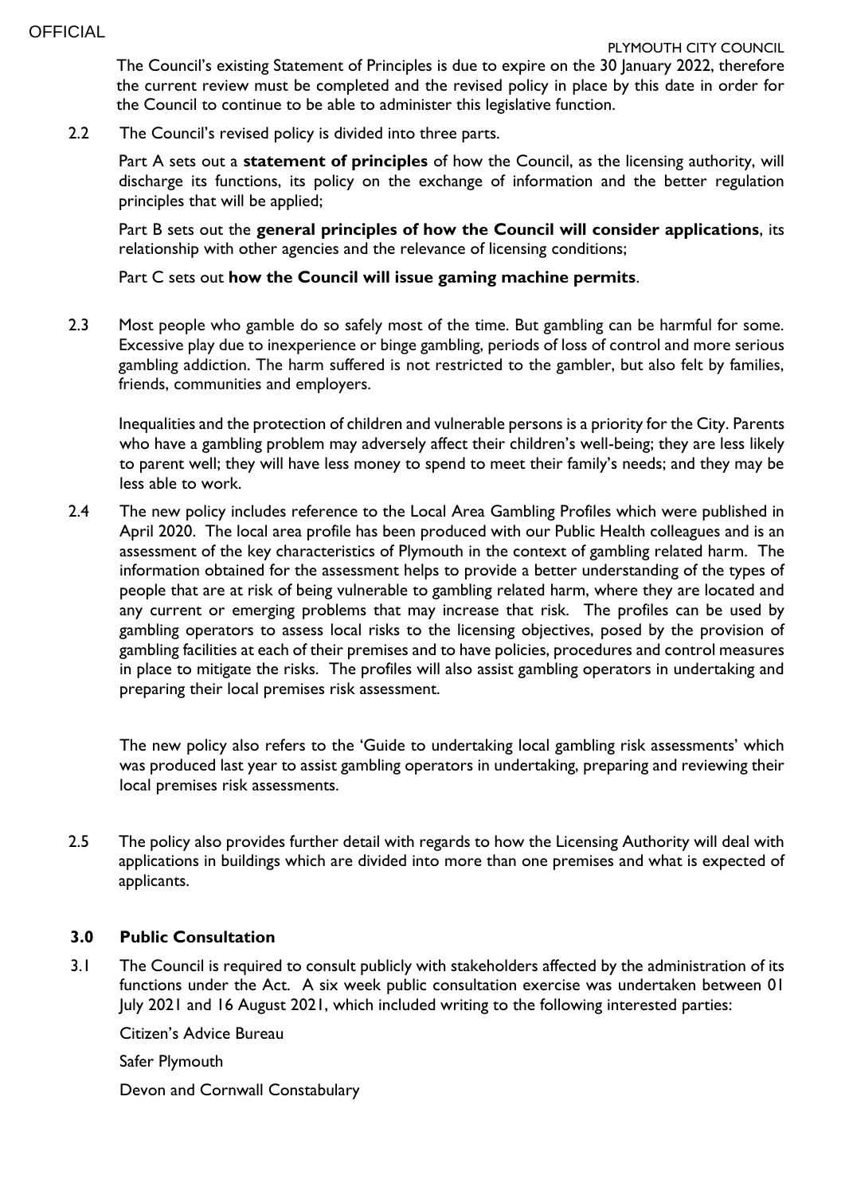The Council's existing Statement of Principles is due to expire on the 30 January 2022, therefore the current review must be completed and the revised policy in place by this date in order for the Council to continue to be able to administer this legislative function.

2.2 The Council's revised policy is divided into three parts.

Part A sets out a **statement of principles** of how the Council, as the licensing authority, will discharge its functions, its policy on the exchange of information and the better regulation principles that will be applied;

Part B sets out the **general principles of how the Council will consider applications**, its relationship with other agencies and the relevance of licensing conditions;

Part C sets out **how the Council will issue gaming machine permits**.

2.3 Most people who gamble do so safely most of the time. But gambling can be harmful for some. Excessive play due to inexperience or binge gambling, periods of loss of control and more serious gambling addiction. The harm suffered is not restricted to the gambler, but also felt by families, friends, communities and employers.

Inequalities and the protection of children and vulnerable persons is a priority for the City. Parents who have a gambling problem may adversely affect their children's well-being; they are less likely to parent well; they will have less money to spend to meet their family's needs; and they may be less able to work.

2.4 The new policy includes reference to the Local Area Gambling Profiles which were published in April 2020. The local area profile has been produced with our Public Health colleagues and is an assessment of the key characteristics of Plymouth in the context of gambling related harm. The information obtained for the assessment helps to provide a better understanding of the types of people that are at risk of being vulnerable to gambling related harm, where they are located and any current or emerging problems that may increase that risk. The profiles can be used by gambling operators to assess local risks to the licensing objectives, posed by the provision of gambling facilities at each of their premises and to have policies, procedures and control measures in place to mitigate the risks. The profiles will also assist gambling operators in undertaking and preparing their local premises risk assessment.

The new policy also refers to the 'Guide to undertaking local gambling risk assessments' which was produced last year to assist gambling operators in undertaking, preparing and reviewing their local premises risk assessments.

2.5 The policy also provides further detail with regards to how the Licensing Authority will deal with applications in buildings which are divided into more than one premises and what is expected of applicants.

## 3.0 Public Consultation

3.1 The Council is required to consult publicly with stakeholders affected by the administration of its functions under the Act. A six week public consultation exercise was undertaken between 01 July 2021 and 16 August 2021, which included writing to the following interested parties:

Citizen's Advice Bureau

Safer Plymouth

Devon and Cornwall Constabulary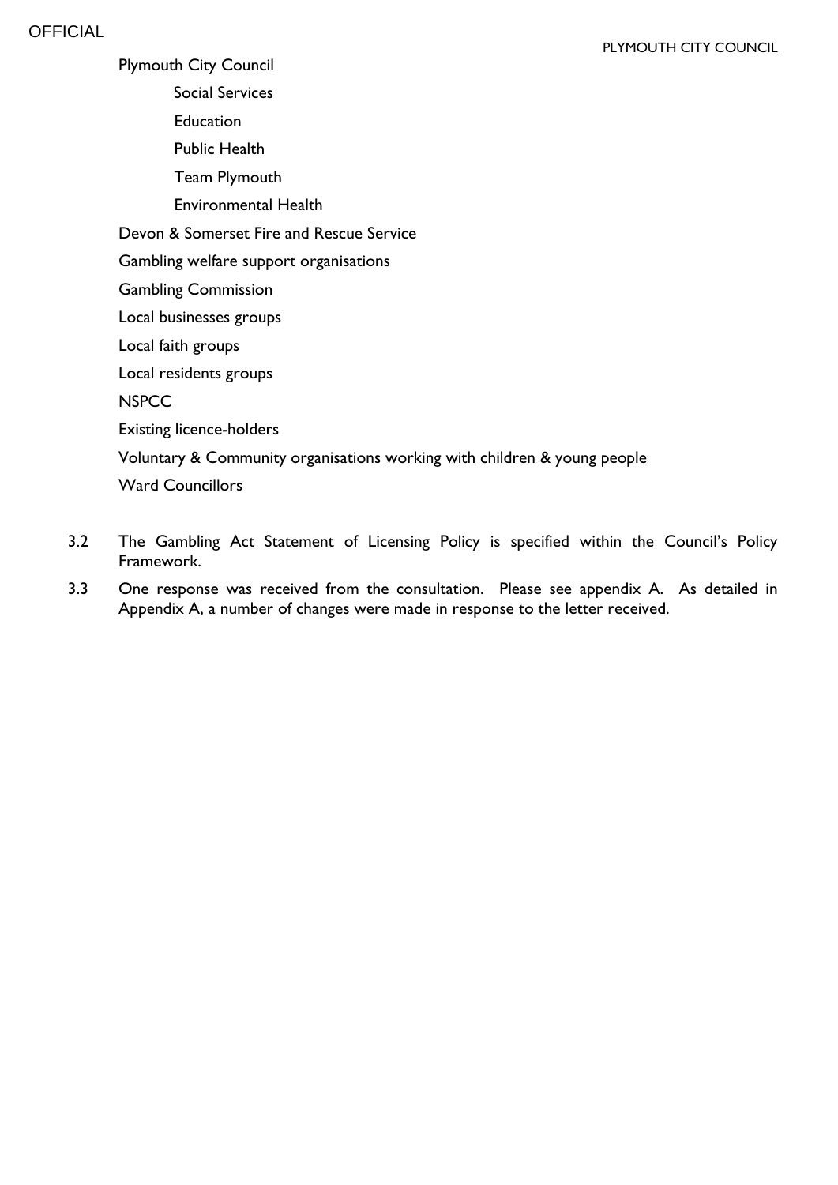- Plymouth City Council
  - Social Services
  - Education
  - Public Health
  - Team Plymouth
  - Environmental Health
- Devon & Somerset Fire and Rescue Service
- Gambling welfare support organisations
- Gambling Commission
- Local businesses groups
- Local faith groups
- Local residents groups
- NSPCC
- Existing licence-holders
- Voluntary & Community organisations working with children & young people
- Ward Councillors

3.2 The Gambling Act Statement of Licensing Policy is specified within the Council's Policy Framework.

3.3 One response was received from the consultation. Please see appendix A. As detailed in Appendix A, a number of changes were made in response to the letter received.